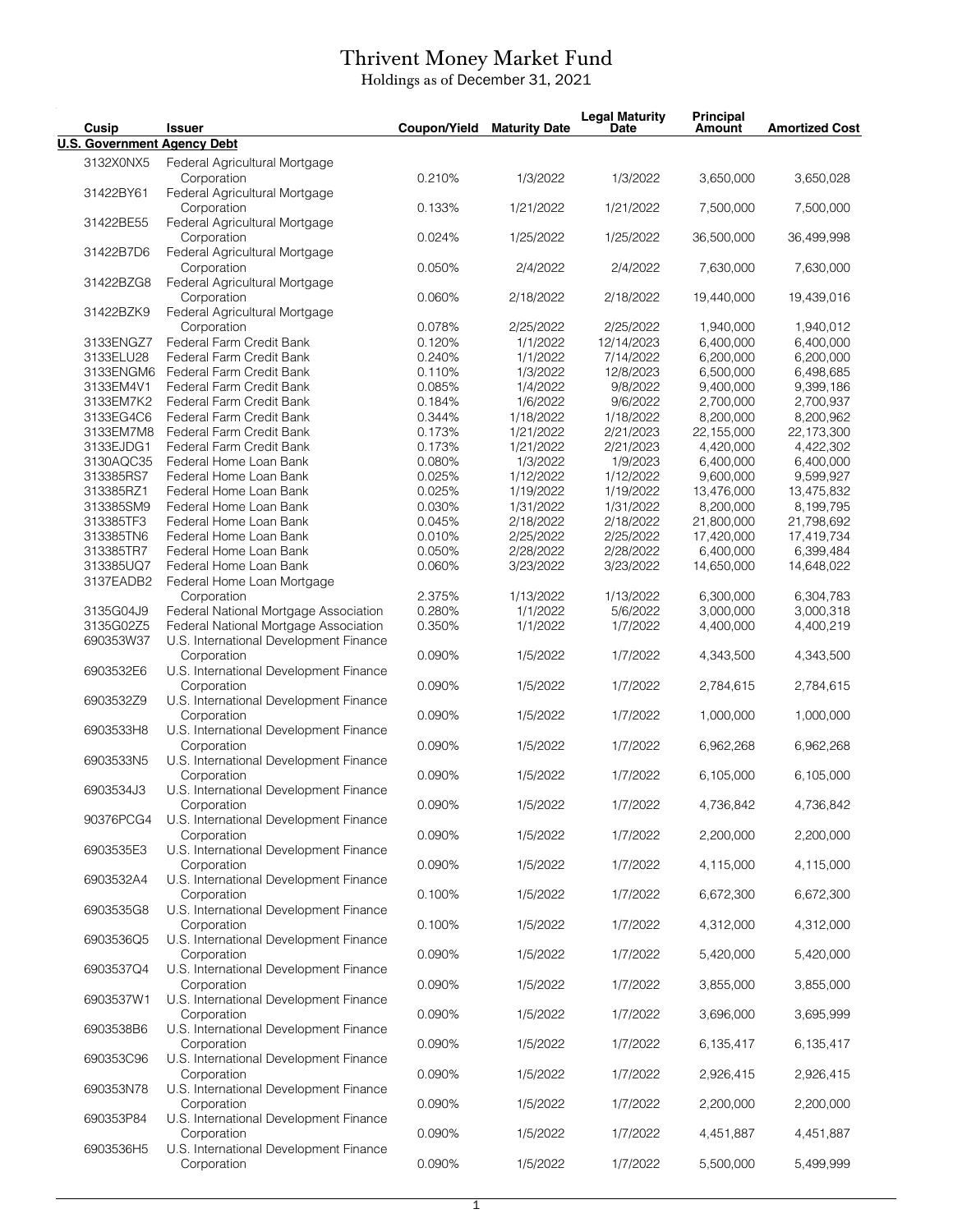# Thrivent Money Market Fund

Holdings as of December 31, 2021

| Cusip | Issuer | Coupon/Yield | Maturity Date | Legal Maturity Date | Principal Amount | Amortized Cost |
|---|---|---|---|---|---|---|
| **U.S. Government Agency Debt** | | | | | | |
| 3132X0NX5 | Federal Agricultural Mortgage Corporation | 0.210% | 1/3/2022 | 1/3/2022 | 3,650,000 | 3,650,028 |
| 31422BY61 | Federal Agricultural Mortgage Corporation | 0.133% | 1/21/2022 | 1/21/2022 | 7,500,000 | 7,500,000 |
| 31422BE55 | Federal Agricultural Mortgage Corporation | 0.024% | 1/25/2022 | 1/25/2022 | 36,500,000 | 36,499,998 |
| 31422B7D6 | Federal Agricultural Mortgage Corporation | 0.050% | 2/4/2022 | 2/4/2022 | 7,630,000 | 7,630,000 |
| 31422BZG8 | Federal Agricultural Mortgage Corporation | 0.060% | 2/18/2022 | 2/18/2022 | 19,440,000 | 19,439,016 |
| 31422BZK9 | Federal Agricultural Mortgage Corporation | 0.078% | 2/25/2022 | 2/25/2022 | 1,940,000 | 1,940,012 |
| 3133ENGZ7 | Federal Farm Credit Bank | 0.120% | 1/1/2022 | 12/14/2023 | 6,400,000 | 6,400,000 |
| 3133ELU28 | Federal Farm Credit Bank | 0.240% | 1/1/2022 | 7/14/2022 | 6,200,000 | 6,200,000 |
| 3133ENGM6 | Federal Farm Credit Bank | 0.110% | 1/3/2022 | 12/8/2023 | 6,500,000 | 6,498,685 |
| 3133EM4V1 | Federal Farm Credit Bank | 0.085% | 1/4/2022 | 9/8/2022 | 9,400,000 | 9,399,186 |
| 3133EM7K2 | Federal Farm Credit Bank | 0.184% | 1/6/2022 | 9/6/2022 | 2,700,000 | 2,700,937 |
| 3133EG4C6 | Federal Farm Credit Bank | 0.344% | 1/18/2022 | 1/18/2022 | 8,200,000 | 8,200,962 |
| 3133EM7M8 | Federal Farm Credit Bank | 0.173% | 1/21/2022 | 2/21/2023 | 22,155,000 | 22,173,300 |
| 3133EJDG1 | Federal Farm Credit Bank | 0.173% | 1/21/2022 | 2/21/2023 | 4,420,000 | 4,422,302 |
| 3130AQC35 | Federal Home Loan Bank | 0.080% | 1/3/2022 | 1/9/2023 | 6,400,000 | 6,400,000 |
| 313385RS7 | Federal Home Loan Bank | 0.025% | 1/12/2022 | 1/12/2022 | 9,600,000 | 9,599,927 |
| 313385RZ1 | Federal Home Loan Bank | 0.025% | 1/19/2022 | 1/19/2022 | 13,476,000 | 13,475,832 |
| 313385SM9 | Federal Home Loan Bank | 0.030% | 1/31/2022 | 1/31/2022 | 8,200,000 | 8,199,795 |
| 313385TF3 | Federal Home Loan Bank | 0.045% | 2/18/2022 | 2/18/2022 | 21,800,000 | 21,798,692 |
| 313385TN6 | Federal Home Loan Bank | 0.010% | 2/25/2022 | 2/25/2022 | 17,420,000 | 17,419,734 |
| 313385TR7 | Federal Home Loan Bank | 0.050% | 2/28/2022 | 2/28/2022 | 6,400,000 | 6,399,484 |
| 313385UQ7 | Federal Home Loan Bank | 0.060% | 3/23/2022 | 3/23/2022 | 14,650,000 | 14,648,022 |
| 3137EADB2 | Federal Home Loan Mortgage Corporation | 2.375% | 1/13/2022 | 1/13/2022 | 6,300,000 | 6,304,783 |
| 3135G04J9 | Federal National Mortgage Association | 0.280% | 1/1/2022 | 5/6/2022 | 3,000,000 | 3,000,318 |
| 3135G02Z5 | Federal National Mortgage Association | 0.350% | 1/1/2022 | 1/7/2022 | 4,400,000 | 4,400,219 |
| 690353W37 | U.S. International Development Finance Corporation | 0.090% | 1/5/2022 | 1/7/2022 | 4,343,500 | 4,343,500 |
| 6903532E6 | U.S. International Development Finance Corporation | 0.090% | 1/5/2022 | 1/7/2022 | 2,784,615 | 2,784,615 |
| 6903532Z9 | U.S. International Development Finance Corporation | 0.090% | 1/5/2022 | 1/7/2022 | 1,000,000 | 1,000,000 |
| 6903533H8 | U.S. International Development Finance Corporation | 0.090% | 1/5/2022 | 1/7/2022 | 6,962,268 | 6,962,268 |
| 6903533N5 | U.S. International Development Finance Corporation | 0.090% | 1/5/2022 | 1/7/2022 | 6,105,000 | 6,105,000 |
| 6903534J3 | U.S. International Development Finance Corporation | 0.090% | 1/5/2022 | 1/7/2022 | 4,736,842 | 4,736,842 |
| 90376PCG4 | U.S. International Development Finance Corporation | 0.090% | 1/5/2022 | 1/7/2022 | 2,200,000 | 2,200,000 |
| 6903535E3 | U.S. International Development Finance Corporation | 0.090% | 1/5/2022 | 1/7/2022 | 4,115,000 | 4,115,000 |
| 6903532A4 | U.S. International Development Finance Corporation | 0.100% | 1/5/2022 | 1/7/2022 | 6,672,300 | 6,672,300 |
| 6903535G8 | U.S. International Development Finance Corporation | 0.100% | 1/5/2022 | 1/7/2022 | 4,312,000 | 4,312,000 |
| 6903536Q5 | U.S. International Development Finance Corporation | 0.090% | 1/5/2022 | 1/7/2022 | 5,420,000 | 5,420,000 |
| 6903537Q4 | U.S. International Development Finance Corporation | 0.090% | 1/5/2022 | 1/7/2022 | 3,855,000 | 3,855,000 |
| 6903537W1 | U.S. International Development Finance Corporation | 0.090% | 1/5/2022 | 1/7/2022 | 3,696,000 | 3,695,999 |
| 6903538B6 | U.S. International Development Finance Corporation | 0.090% | 1/5/2022 | 1/7/2022 | 6,135,417 | 6,135,417 |
| 690353C96 | U.S. International Development Finance Corporation | 0.090% | 1/5/2022 | 1/7/2022 | 2,926,415 | 2,926,415 |
| 690353N78 | U.S. International Development Finance Corporation | 0.090% | 1/5/2022 | 1/7/2022 | 2,200,000 | 2,200,000 |
| 690353P84 | U.S. International Development Finance Corporation | 0.090% | 1/5/2022 | 1/7/2022 | 4,451,887 | 4,451,887 |
| 6903536H5 | U.S. International Development Finance Corporation | 0.090% | 1/5/2022 | 1/7/2022 | 5,500,000 | 5,499,999 |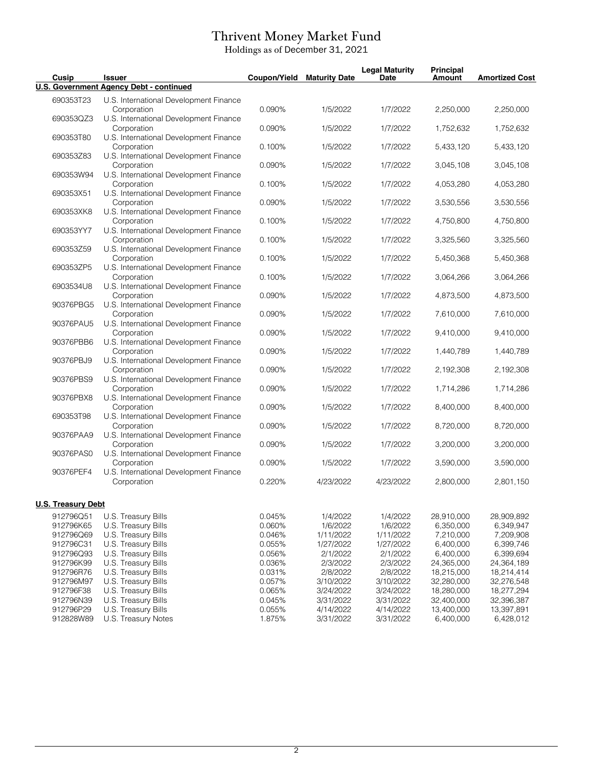# Thrivent Money Market Fund

Holdings as of December 31, 2021

| Cusip | Issuer | Coupon/Yield | Maturity Date | Legal Maturity Date | Principal Amount | Amortized Cost |
|---|---|---|---|---|---|---|
| **U.S. Government Agency Debt - continued** | | | | | | |
| 690353T23 | U.S. International Development Finance Corporation | 0.090% | 1/5/2022 | 1/7/2022 | 2,250,000 | 2,250,000 |
| 690353QZ3 | U.S. International Development Finance Corporation | 0.090% | 1/5/2022 | 1/7/2022 | 1,752,632 | 1,752,632 |
| 690353T80 | U.S. International Development Finance Corporation | 0.100% | 1/5/2022 | 1/7/2022 | 5,433,120 | 5,433,120 |
| 690353Z83 | U.S. International Development Finance Corporation | 0.090% | 1/5/2022 | 1/7/2022 | 3,045,108 | 3,045,108 |
| 690353W94 | U.S. International Development Finance Corporation | 0.100% | 1/5/2022 | 1/7/2022 | 4,053,280 | 4,053,280 |
| 690353X51 | U.S. International Development Finance Corporation | 0.090% | 1/5/2022 | 1/7/2022 | 3,530,556 | 3,530,556 |
| 690353XK8 | U.S. International Development Finance Corporation | 0.100% | 1/5/2022 | 1/7/2022 | 4,750,800 | 4,750,800 |
| 690353YY7 | U.S. International Development Finance Corporation | 0.100% | 1/5/2022 | 1/7/2022 | 3,325,560 | 3,325,560 |
| 690353Z59 | U.S. International Development Finance Corporation | 0.100% | 1/5/2022 | 1/7/2022 | 5,450,368 | 5,450,368 |
| 690353ZP5 | U.S. International Development Finance Corporation | 0.100% | 1/5/2022 | 1/7/2022 | 3,064,266 | 3,064,266 |
| 6903534U8 | U.S. International Development Finance Corporation | 0.090% | 1/5/2022 | 1/7/2022 | 4,873,500 | 4,873,500 |
| 90376PBG5 | U.S. International Development Finance Corporation | 0.090% | 1/5/2022 | 1/7/2022 | 7,610,000 | 7,610,000 |
| 90376PAU5 | U.S. International Development Finance Corporation | 0.090% | 1/5/2022 | 1/7/2022 | 9,410,000 | 9,410,000 |
| 90376PBB6 | U.S. International Development Finance Corporation | 0.090% | 1/5/2022 | 1/7/2022 | 1,440,789 | 1,440,789 |
| 90376PBJ9 | U.S. International Development Finance Corporation | 0.090% | 1/5/2022 | 1/7/2022 | 2,192,308 | 2,192,308 |
| 90376PBS9 | U.S. International Development Finance Corporation | 0.090% | 1/5/2022 | 1/7/2022 | 1,714,286 | 1,714,286 |
| 90376PBX8 | U.S. International Development Finance Corporation | 0.090% | 1/5/2022 | 1/7/2022 | 8,400,000 | 8,400,000 |
| 690353T98 | U.S. International Development Finance Corporation | 0.090% | 1/5/2022 | 1/7/2022 | 8,720,000 | 8,720,000 |
| 90376PAA9 | U.S. International Development Finance Corporation | 0.090% | 1/5/2022 | 1/7/2022 | 3,200,000 | 3,200,000 |
| 90376PAS0 | U.S. International Development Finance Corporation | 0.090% | 1/5/2022 | 1/7/2022 | 3,590,000 | 3,590,000 |
| 90376PEF4 | U.S. International Development Finance Corporation | 0.220% | 4/23/2022 | 4/23/2022 | 2,800,000 | 2,801,150 |
| **U.S. Treasury Debt** | | | | | | |
| 912796Q51 | U.S. Treasury Bills | 0.045% | 1/4/2022 | 1/4/2022 | 28,910,000 | 28,909,892 |
| 912796K65 | U.S. Treasury Bills | 0.060% | 1/6/2022 | 1/6/2022 | 6,350,000 | 6,349,947 |
| 912796Q69 | U.S. Treasury Bills | 0.046% | 1/11/2022 | 1/11/2022 | 7,210,000 | 7,209,908 |
| 912796C31 | U.S. Treasury Bills | 0.055% | 1/27/2022 | 1/27/2022 | 6,400,000 | 6,399,746 |
| 912796Q93 | U.S. Treasury Bills | 0.056% | 2/1/2022 | 2/1/2022 | 6,400,000 | 6,399,694 |
| 912796K99 | U.S. Treasury Bills | 0.036% | 2/3/2022 | 2/3/2022 | 24,365,000 | 24,364,189 |
| 912796R76 | U.S. Treasury Bills | 0.031% | 2/8/2022 | 2/8/2022 | 18,215,000 | 18,214,414 |
| 912796M97 | U.S. Treasury Bills | 0.057% | 3/10/2022 | 3/10/2022 | 32,280,000 | 32,276,548 |
| 912796F38 | U.S. Treasury Bills | 0.065% | 3/24/2022 | 3/24/2022 | 18,280,000 | 18,277,294 |
| 912796N39 | U.S. Treasury Bills | 0.045% | 3/31/2022 | 3/31/2022 | 32,400,000 | 32,396,387 |
| 912796P29 | U.S. Treasury Bills | 0.055% | 4/14/2022 | 4/14/2022 | 13,400,000 | 13,397,891 |
| 912828W89 | U.S. Treasury Notes | 1.875% | 3/31/2022 | 3/31/2022 | 6,400,000 | 6,428,012 |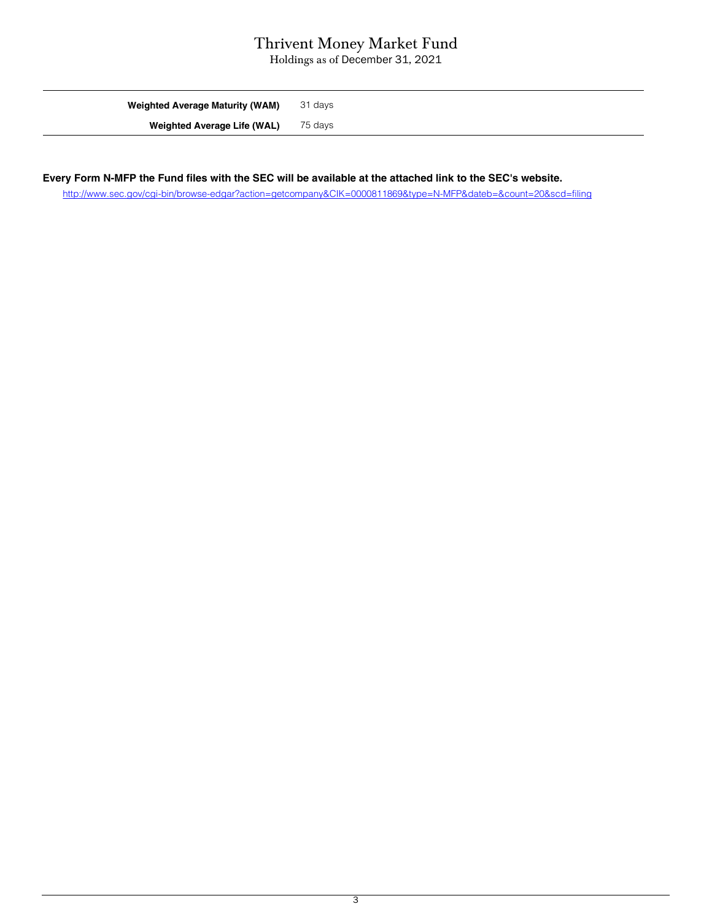# Thrivent Money Market Fund

Holdings as of December 31, 2021

| | |
|---|---|
| **Weighted Average Maturity (WAM)** | 31 days |
| **Weighted Average Life (WAL)** | 75 days |

**Every Form N-MFP the Fund files with the SEC will be available at the attached link to the SEC's website.**

http://www.sec.gov/cgi-bin/browse-edgar?action=getcompany&CIK=0000811869&type=N-MFP&dateb=&count=20&scd=filing